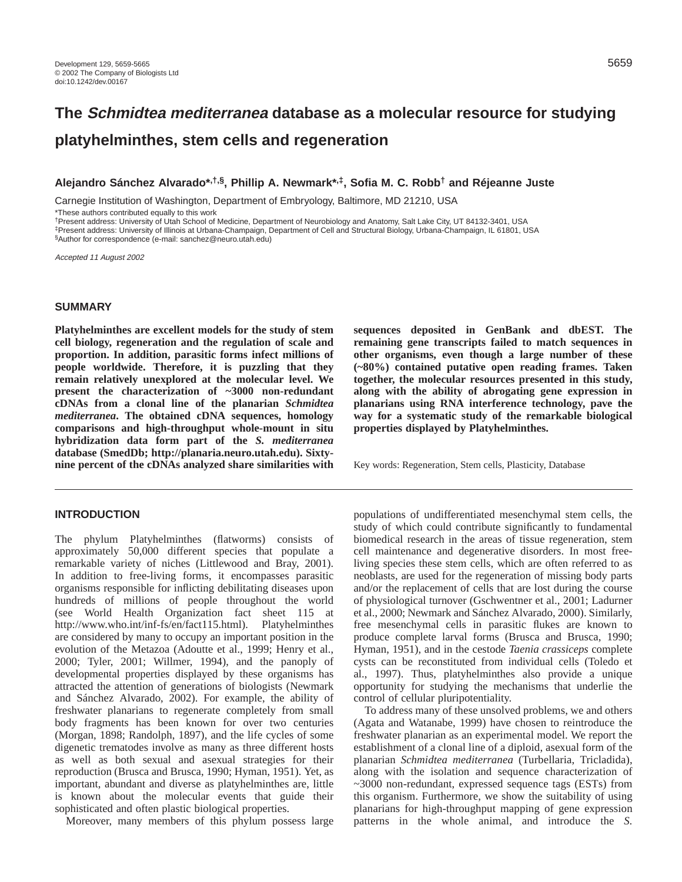# The *Schmidtea mediterranea* database as a molecular resource for studying platyhelminthes, stem cells and regeneration

**Alejandro Sánchez Alvarado*,[†,§], Phillip A. Newmark*,[‡], Sofia M. C. Robb[†] and Réjeanne Juste**

Carnegie Institution of Washington, Department of Embryology, Baltimore, MD 21210, USA

*These authors contributed equally to this work

[†]Present address: University of Utah School of Medicine, Department of Neurobiology and Anatomy, Salt Lake City, UT 84132-3401, USA

[‡]Present address: University of Illinois at Urbana-Champaign, Department of Cell and Structural Biology, Urbana-Champaign, IL 61801, USA

[§]Author for correspondence (e-mail: sanchez@neuro.utah.edu)

*Accepted 11 August 2002*

## SUMMARY

**Platyhelminthes are excellent models for the study of stem cell biology, regeneration and the regulation of scale and proportion. In addition, parasitic forms infect millions of people worldwide. Therefore, it is puzzling that they remain relatively unexplored at the molecular level. We present the characterization of ~3000 non-redundant cDNAs from a clonal line of the planarian *Schmidtea mediterranea*. The obtained cDNA sequences, homology comparisons and high-throughput whole-mount in situ hybridization data form part of the *S. mediterranea* database (SmedDb; http://planaria.neuro.utah.edu). Sixty-nine percent of the cDNAs analyzed share similarities with sequences deposited in GenBank and dbEST. The remaining gene transcripts failed to match sequences in other organisms, even though a large number of these (~80%) contained putative open reading frames. Taken together, the molecular resources presented in this study, along with the ability of abrogating gene expression in planarians using RNA interference technology, pave the way for a systematic study of the remarkable biological properties displayed by Platyhelminthes.**

Key words: Regeneration, Stem cells, Plasticity, Database

## INTRODUCTION

The phylum Platyhelminthes (flatworms) consists of approximately 50,000 different species that populate a remarkable variety of niches (Littlewood and Bray, 2001). In addition to free-living forms, it encompasses parasitic organisms responsible for inflicting debilitating diseases upon hundreds of millions of people throughout the world (see World Health Organization fact sheet 115 at http://www.who.int/inf-fs/en/fact115.html). Platyhelminthes are considered by many to occupy an important position in the evolution of the Metazoa (Adoutte et al., 1999; Henry et al., 2000; Tyler, 2001; Willmer, 1994), and the panoply of developmental properties displayed by these organisms has attracted the attention of generations of biologists (Newmark and Sánchez Alvarado, 2002). For example, the ability of freshwater planarians to regenerate completely from small body fragments has been known for over two centuries (Morgan, 1898; Randolph, 1897), and the life cycles of some digenetic trematodes involve as many as three different hosts as well as both sexual and asexual strategies for their reproduction (Brusca and Brusca, 1990; Hyman, 1951). Yet, as important, abundant and diverse as platyhelminthes are, little is known about the molecular events that guide their sophisticated and often plastic biological properties.

Moreover, many members of this phylum possess large populations of undifferentiated mesenchymal stem cells, the study of which could contribute significantly to fundamental biomedical research in the areas of tissue regeneration, stem cell maintenance and degenerative disorders. In most free-living species these stem cells, which are often referred to as neoblasts, are used for the regeneration of missing body parts and/or the replacement of cells that are lost during the course of physiological turnover (Gschwentner et al., 2001; Ladurner et al., 2000; Newmark and Sánchez Alvarado, 2000). Similarly, free mesenchymal cells in parasitic flukes are known to produce complete larval forms (Brusca and Brusca, 1990; Hyman, 1951), and in the cestode *Taenia crassiceps* complete cysts can be reconstituted from individual cells (Toledo et al., 1997). Thus, platyhelminthes also provide a unique opportunity for studying the mechanisms that underlie the control of cellular pluripotentiality.

To address many of these unsolved problems, we and others (Agata and Watanabe, 1999) have chosen to reintroduce the freshwater planarian as an experimental model. We report the establishment of a clonal line of a diploid, asexual form of the planarian *Schmidtea mediterranea* (Turbellaria, Tricladida), along with the isolation and sequence characterization of ~3000 non-redundant, expressed sequence tags (ESTs) from this organism. Furthermore, we show the suitability of using planarians for high-throughput mapping of gene expression patterns in the whole animal, and introduce the *S.*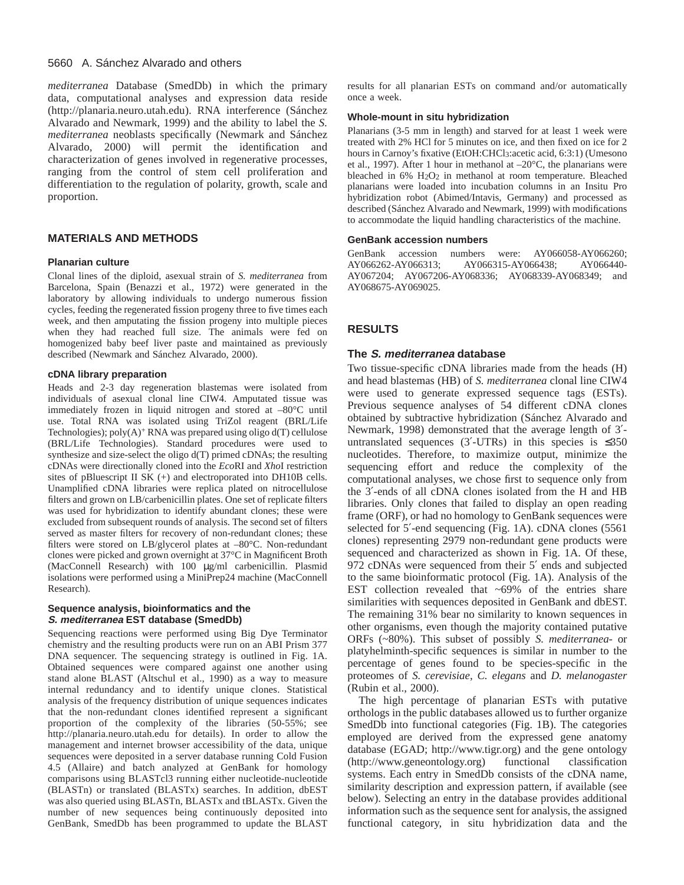*mediterranea* Database (SmedDb) in which the primary data, computational analyses and expression data reside (http://planaria.neuro.utah.edu). RNA interference (Sánchez Alvarado and Newmark, 1999) and the ability to label the *S. mediterranea* neoblasts specifically (Newmark and Sánchez Alvarado, 2000) will permit the identification and characterization of genes involved in regenerative processes, ranging from the control of stem cell proliferation and differentiation to the regulation of polarity, growth, scale and proportion.

## MATERIALS AND METHODS

### Planarian culture

Clonal lines of the diploid, asexual strain of *S. mediterranea* from Barcelona, Spain (Benazzi et al., 1972) were generated in the laboratory by allowing individuals to undergo numerous fission cycles, feeding the regenerated fission progeny three to five times each week, and then amputating the fission progeny into multiple pieces when they had reached full size. The animals were fed on homogenized baby beef liver paste and maintained as previously described (Newmark and Sánchez Alvarado, 2000).

### cDNA library preparation

Heads and 2-3 day regeneration blastemas were isolated from individuals of asexual clonal line CIW4. Amputated tissue was immediately frozen in liquid nitrogen and stored at –80°C until use. Total RNA was isolated using TriZol reagent (BRL/Life Technologies); poly(A)$^+$ RNA was prepared using oligo d(T) cellulose (BRL/Life Technologies). Standard procedures were used to synthesize and size-select the oligo d(T) primed cDNAs; the resulting cDNAs were directionally cloned into the *Eco*RI and *Xho*I restriction sites of pBluescript II SK (+) and electroporated into DH10B cells. Unamplified cDNA libraries were replica plated on nitrocellulose filters and grown on LB/carbenicillin plates. One set of replicate filters was used for hybridization to identify abundant clones; these were excluded from subsequent rounds of analysis. The second set of filters served as master filters for recovery of non-redundant clones; these filters were stored on LB/glycerol plates at –80°C. Non-redundant clones were picked and grown overnight at 37°C in Magnificent Broth (MacConnell Research) with 100 μg/ml carbenicillin. Plasmid isolations were performed using a MiniPrep24 machine (MacConnell Research).

### Sequence analysis, bioinformatics and the *S. mediterranea* EST database (SmedDb)

Sequencing reactions were performed using Big Dye Terminator chemistry and the resulting products were run on an ABI Prism 377 DNA sequencer. The sequencing strategy is outlined in Fig. 1A. Obtained sequences were compared against one another using stand alone BLAST (Altschul et al., 1990) as a way to measure internal redundancy and to identify unique clones. Statistical analysis of the frequency distribution of unique sequences indicates that the non-redundant clones identified represent a significant proportion of the complexity of the libraries (50-55%; see http://planaria.neuro.utah.edu for details). In order to allow the management and internet browser accessibility of the data, unique sequences were deposited in a server database running Cold Fusion 4.5 (Allaire) and batch analyzed at GenBank for homology comparisons using BLASTcl3 running either nucleotide-nucleotide (BLASTn) or translated (BLASTx) searches. In addition, dbEST was also queried using BLASTn, BLASTx and tBLASTx. Given the number of new sequences being continuously deposited into GenBank, SmedDb has been programmed to update the BLAST results for all planarian ESTs on command and/or automatically once a week.

### Whole-mount in situ hybridization

Planarians (3-5 mm in length) and starved for at least 1 week were treated with 2% HCl for 5 minutes on ice, and then fixed on ice for 2 hours in Carnoy's fixative (EtOH:$CHCl_3$:acetic acid, 6:3:1) (Umesono et al., 1997). After 1 hour in methanol at –20°C, the planarians were bleached in 6% $H_2O_2$ in methanol at room temperature. Bleached planarians were loaded into incubation columns in an Insitu Pro hybridization robot (Abimed/Intavis, Germany) and processed as described (Sánchez Alvarado and Newmark, 1999) with modifications to accommodate the liquid handling characteristics of the machine.

### GenBank accession numbers

GenBank accession numbers were: AY066058-AY066260; AY066262-AY066313; AY066315-AY066438; AY066440-AY067204; AY067206-AY068336; AY068339-AY068349; and AY068675-AY069025.

## RESULTS

### The *S. mediterranea* database

Two tissue-specific cDNA libraries made from the heads (H) and head blastemas (HB) of *S. mediterranea* clonal line CIW4 were used to generate expressed sequence tags (ESTs). Previous sequence analyses of 54 different cDNA clones obtained by subtractive hybridization (Sánchez Alvarado and Newmark, 1998) demonstrated that the average length of 3′-untranslated sequences (3′-UTRs) in this species is ≤350 nucleotides. Therefore, to maximize output, minimize the sequencing effort and reduce the complexity of the computational analyses, we chose first to sequence only from the 3′-ends of all cDNA clones isolated from the H and HB libraries. Only clones that failed to display an open reading frame (ORF), or had no homology to GenBank sequences were selected for 5′-end sequencing (Fig. 1A). cDNA clones (5561 clones) representing 2979 non-redundant gene products were sequenced and characterized as shown in Fig. 1A. Of these, 972 cDNAs were sequenced from their 5′ ends and subjected to the same bioinformatic protocol (Fig. 1A). Analysis of the EST collection revealed that ~69% of the entries share similarities with sequences deposited in GenBank and dbEST. The remaining 31% bear no similarity to known sequences in other organisms, even though the majority contained putative ORFs (~80%). This subset of possibly *S. mediterranea*- or platyhelminth-specific sequences is similar in number to the percentage of genes found to be species-specific in the proteomes of *S. cerevisiae*, *C. elegans* and *D. melanogaster* (Rubin et al., 2000).

The high percentage of planarian ESTs with putative orthologs in the public databases allowed us to further organize SmedDb into functional categories (Fig. 1B). The categories employed are derived from the expressed gene anatomy database (EGAD; http://www.tigr.org) and the gene ontology (http://www.geneontology.org) functional classification systems. Each entry in SmedDb consists of the cDNA name, similarity description and expression pattern, if available (see below). Selecting an entry in the database provides additional information such as the sequence sent for analysis, the assigned functional category, in situ hybridization data and the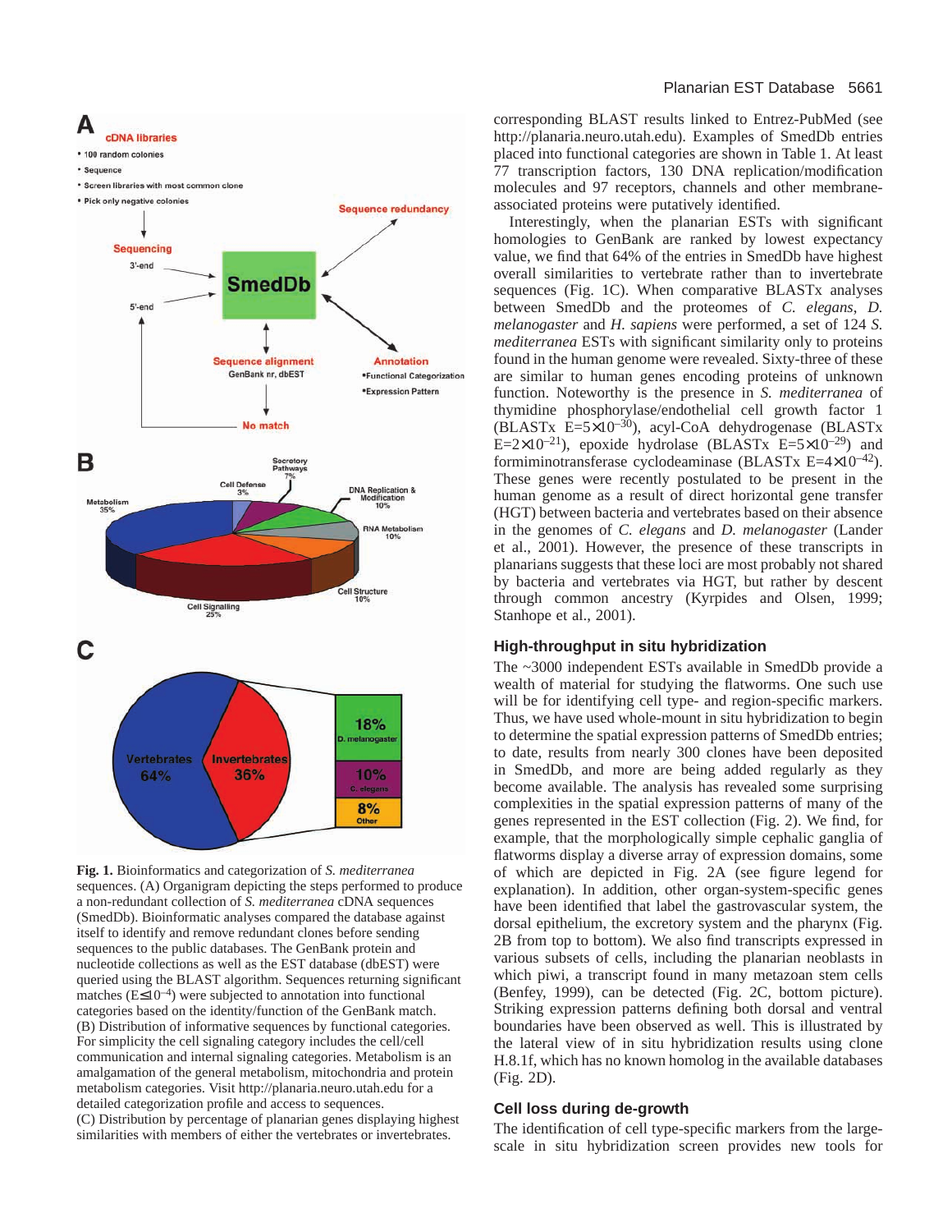**Fig. 1.** Bioinformatics and categorization of *S. mediterranea* sequences. (A) Organigram depicting the steps performed to produce a non-redundant collection of *S. mediterranea* cDNA sequences (SmedDb). Bioinformatic analyses compared the database against itself to identify and remove redundant clones before sending sequences to the public databases. The GenBank protein and nucleotide collections as well as the EST database (dbEST) were queried using the BLAST algorithm. Sequences returning significant matches (E≤$10^{-4}$) were subjected to annotation into functional categories based on the identity/function of the GenBank match. (B) Distribution of informative sequences by functional categories. For simplicity the cell signaling category includes the cell/cell communication and internal signaling categories. Metabolism is an amalgamation of the general metabolism, mitochondria and protein metabolism categories. Visit http://planaria.neuro.utah.edu for a detailed categorization profile and access to sequences. (C) Distribution by percentage of planarian genes displaying highest similarities with members of either the vertebrates or invertebrates.

corresponding BLAST results linked to Entrez-PubMed (see http://planaria.neuro.utah.edu). Examples of SmedDb entries placed into functional categories are shown in Table 1. At least 77 transcription factors, 130 DNA replication/modification molecules and 97 receptors, channels and other membrane-associated proteins were putatively identified.

Interestingly, when the planarian ESTs with significant homologies to GenBank are ranked by lowest expectancy value, we find that 64% of the entries in SmedDb have highest overall similarities to vertebrate rather than to invertebrate sequences (Fig. 1C). When comparative BLASTx analyses between SmedDb and the proteomes of *C. elegans*, *D. melanogaster* and *H. sapiens* were performed, a set of 124 *S. mediterranea* ESTs with significant similarity only to proteins found in the human genome were revealed. Sixty-three of these are similar to human genes encoding proteins of unknown function. Noteworthy is the presence in *S. mediterranea* of thymidine phosphorylase/endothelial cell growth factor 1 (BLASTx E=$5\times10^{-30}$), acyl-CoA dehydrogenase (BLASTx E=$2\times10^{-21}$), epoxide hydrolase (BLASTx E=$5\times10^{-29}$) and formiminotransferase cyclodeaminase (BLASTx E=$4\times10^{-42}$). These genes were recently postulated to be present in the human genome as a result of direct horizontal gene transfer (HGT) between bacteria and vertebrates based on their absence in the genomes of *C. elegans* and *D. melanogaster* (Lander et al., 2001). However, the presence of these transcripts in planarians suggests that these loci are most probably not shared by bacteria and vertebrates via HGT, but rather by descent through common ancestry (Kyrpides and Olsen, 1999; Stanhope et al., 2001).

## High-throughput in situ hybridization

The ~3000 independent ESTs available in SmedDb provide a wealth of material for studying the flatworms. One such use will be for identifying cell type- and region-specific markers. Thus, we have used whole-mount in situ hybridization to begin to determine the spatial expression patterns of SmedDb entries; to date, results from nearly 300 clones have been deposited in SmedDb, and more are being added regularly as they become available. The analysis has revealed some surprising complexities in the spatial expression patterns of many of the genes represented in the EST collection (Fig. 2). We find, for example, that the morphologically simple cephalic ganglia of flatworms display a diverse array of expression domains, some of which are depicted in Fig. 2A (see figure legend for explanation). In addition, other organ-system-specific genes have been identified that label the gastrovascular system, the dorsal epithelium, the excretory system and the pharynx (Fig. 2B from top to bottom). We also find transcripts expressed in various subsets of cells, including the planarian neoblasts in which piwi, a transcript found in many metazoan stem cells (Benfey, 1999), can be detected (Fig. 2C, bottom picture). Striking expression patterns defining both dorsal and ventral boundaries have been observed as well. This is illustrated by the lateral view of in situ hybridization results using clone H.8.1f, which has no known homolog in the available databases (Fig. 2D).

## Cell loss during de-growth

The identification of cell type-specific markers from the large-scale in situ hybridization screen provides new tools for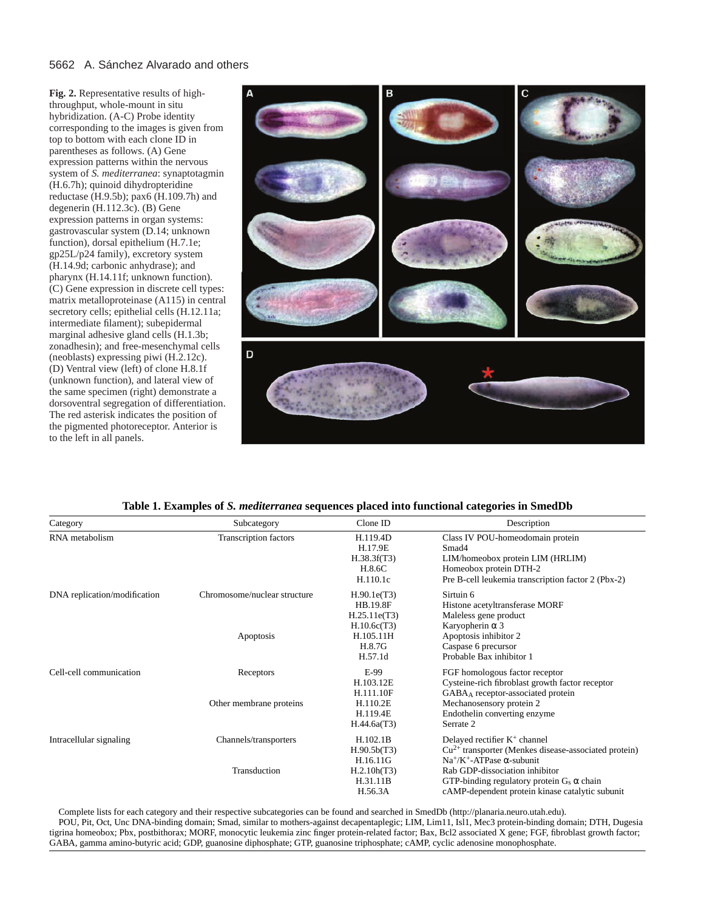**Fig. 2.** Representative results of high-throughput, whole-mount in situ hybridization. (A-C) Probe identity corresponding to the images is given from top to bottom with each clone ID in parentheses as follows. (A) Gene expression patterns within the nervous system of *S. mediterranea*: synaptotagmin (H.6.7h); quinoid dihydropteridine reductase (H.9.5b); pax6 (H.109.7h) and degenerin (H.112.3c). (B) Gene expression patterns in organ systems: gastrovascular system (D.14; unknown function), dorsal epithelium (H.7.1e; gp25L/p24 family), excretory system (H.14.9d; carbonic anhydrase); and pharynx (H.14.11f; unknown function). (C) Gene expression in discrete cell types: matrix metalloproteinase (A115) in central secretory cells; epithelial cells (H.12.11a; intermediate filament); subepidermal marginal adhesive gland cells (H.1.3b; zonadhesin); and free-mesenchymal cells (neoblasts) expressing piwi (H.2.12c). (D) Ventral view (left) of clone H.8.1f (unknown function), and lateral view of the same specimen (right) demonstrate a dorsoventral segregation of differentiation. The red asterisk indicates the position of the pigmented photoreceptor. Anterior is to the left in all panels.

**Table 1. Examples of *S. mediterranea* sequences placed into functional categories in SmedDb**

| Category | Subcategory | Clone ID | Description |
|---|---|---|---|
| RNA metabolism | Transcription factors | H.119.4D | Class IV POU-homeodomain protein |
| | | H.17.9E | Smad4 |
| | | H.38.3f(T3) | LIM/homeobox protein LIM (HRLIM) |
| | | H.8.6C | Homeobox protein DTH-2 |
| | | H.110.1c | Pre B-cell leukemia transcription factor 2 (Pbx-2) |
| DNA replication/modification | Chromosome/nuclear structure | H.90.1e(T3) | Sirtuin 6 |
| | | HB.19.8F | Histone acetyltransferase MORF |
| | | H.25.11e(T3) | Maleless gene product |
| | | H.10.6c(T3) | Karyopherin α 3 |
| | Apoptosis | H.105.11H | Apoptosis inhibitor 2 |
| | | H.8.7G | Caspase 6 precursor |
| | | H.57.1d | Probable Bax inhibitor 1 |
| Cell-cell communication | Receptors | E-99 | FGF homologous factor receptor |
| | | H.103.12E | Cysteine-rich fibroblast growth factor receptor |
| | | H.111.10F | $GABA_A$ receptor-associated protein |
| | Other membrane proteins | H.110.2E | Mechanosensory protein 2 |
| | | H.119.4E | Endothelin converting enzyme |
| | | H.44.6a(T3) | Serrate 2 |
| Intracellular signaling | Channels/transporters | H.102.1B | Delayed rectifier $K^+$ channel |
| | | H.90.5b(T3) | $Cu^{2+}$ transporter (Menkes disease-associated protein) |
| | | H.16.11G | $Na^+/K^+$-ATPase α-subunit |
| | Transduction | H.2.10h(T3) | Rab GDP-dissociation inhibitor |
| | | H.31.11B | GTP-binding regulatory protein $G_s$ α chain |
| | | H.56.3A | cAMP-dependent protein kinase catalytic subunit |

Complete lists for each category and their respective subcategories can be found and searched in SmedDb (http://planaria.neuro.utah.edu).

POU, Pit, Oct, Unc DNA-binding domain; Smad, similar to mothers-against decapentaplegic; LIM, Lim11, Isl1, Mec3 protein-binding domain; DTH, Dugesia tigrina homeobox; Pbx, postbithorax; MORF, monocytic leukemia zinc finger protein-related factor; Bax, Bcl2 associated X gene; FGF, fibroblast growth factor; GABA, gamma amino-butyric acid; GDP, guanosine diphosphate; GTP, guanosine triphosphate; cAMP, cyclic adenosine monophosphate.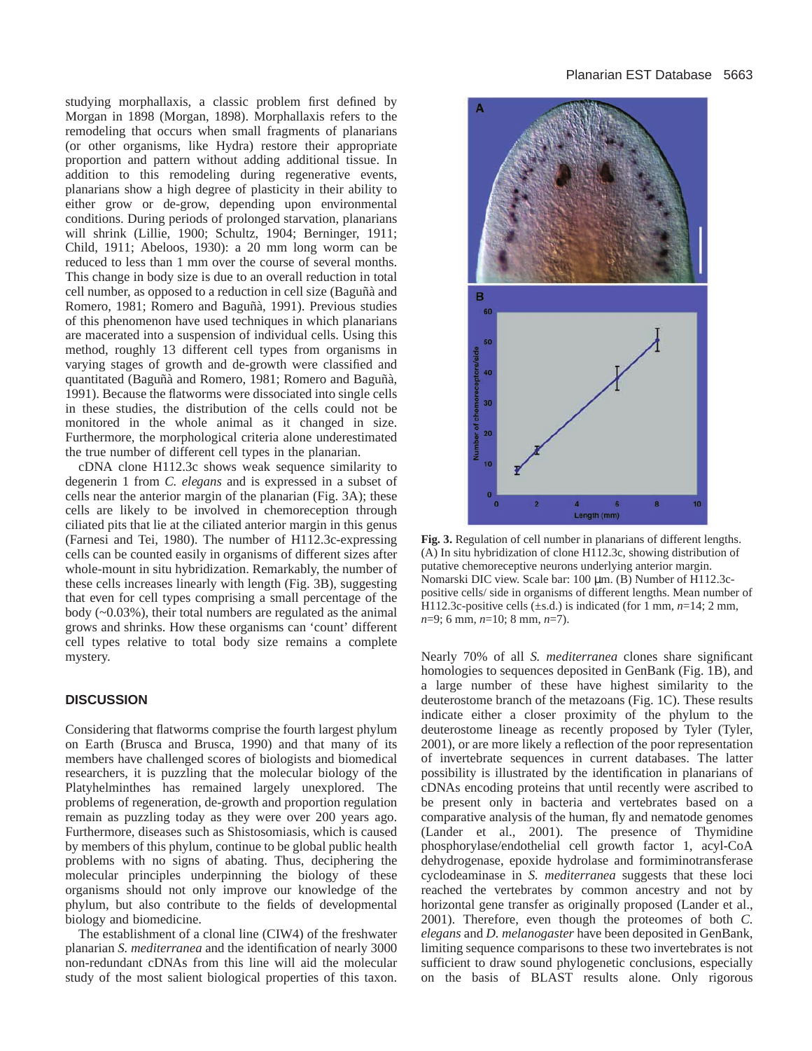studying morphallaxis, a classic problem first defined by Morgan in 1898 (Morgan, 1898). Morphallaxis refers to the remodeling that occurs when small fragments of planarians (or other organisms, like Hydra) restore their appropriate proportion and pattern without adding additional tissue. In addition to this remodeling during regenerative events, planarians show a high degree of plasticity in their ability to either grow or de-grow, depending upon environmental conditions. During periods of prolonged starvation, planarians will shrink (Lillie, 1900; Schultz, 1904; Berninger, 1911; Child, 1911; Abeloos, 1930): a 20 mm long worm can be reduced to less than 1 mm over the course of several months. This change in body size is due to an overall reduction in total cell number, as opposed to a reduction in cell size (Baguñà and Romero, 1981; Romero and Baguñà, 1991). Previous studies of this phenomenon have used techniques in which planarians are macerated into a suspension of individual cells. Using this method, roughly 13 different cell types from organisms in varying stages of growth and de-growth were classified and quantitated (Baguñà and Romero, 1981; Romero and Baguñà, 1991). Because the flatworms were dissociated into single cells in these studies, the distribution of the cells could not be monitored in the whole animal as it changed in size. Furthermore, the morphological criteria alone underestimated the true number of different cell types in the planarian.

cDNA clone H112.3c shows weak sequence similarity to degenerin 1 from *C. elegans* and is expressed in a subset of cells near the anterior margin of the planarian (Fig. 3A); these cells are likely to be involved in chemoreception through ciliated pits that lie at the ciliated anterior margin in this genus (Farnesi and Tei, 1980). The number of H112.3c-expressing cells can be counted easily in organisms of different sizes after whole-mount in situ hybridization. Remarkably, the number of these cells increases linearly with length (Fig. 3B), suggesting that even for cell types comprising a small percentage of the body (~0.03%), their total numbers are regulated as the animal grows and shrinks. How these organisms can 'count' different cell types relative to total body size remains a complete mystery.

**Fig. 3.** Regulation of cell number in planarians of different lengths. (A) In situ hybridization of clone H112.3c, showing distribution of putative chemoreceptive neurons underlying anterior margin. Nomarski DIC view. Scale bar: 100 μm. (B) Number of H112.3c-positive cells/ side in organisms of different lengths. Mean number of H112.3c-positive cells (±s.d.) is indicated (for 1 mm, *n*=14; 2 mm, *n*=9; 6 mm, *n*=10; 8 mm, *n*=7).

## DISCUSSION

Considering that flatworms comprise the fourth largest phylum on Earth (Brusca and Brusca, 1990) and that many of its members have challenged scores of biologists and biomedical researchers, it is puzzling that the molecular biology of the Platyhelminthes has remained largely unexplored. The problems of regeneration, de-growth and proportion regulation remain as puzzling today as they were over 200 years ago. Furthermore, diseases such as Shistosomiasis, which is caused by members of this phylum, continue to be global public health problems with no signs of abating. Thus, deciphering the molecular principles underpinning the biology of these organisms should not only improve our knowledge of the phylum, but also contribute to the fields of developmental biology and biomedicine.

The establishment of a clonal line (CIW4) of the freshwater planarian *S. mediterranea* and the identification of nearly 3000 non-redundant cDNAs from this line will aid the molecular study of the most salient biological properties of this taxon. Nearly 70% of all *S. mediterranea* clones share significant homologies to sequences deposited in GenBank (Fig. 1B), and a large number of these have highest similarity to the deuterostome branch of the metazoans (Fig. 1C). These results indicate either a closer proximity of the phylum to the deuterostome lineage as recently proposed by Tyler (Tyler, 2001), or are more likely a reflection of the poor representation of invertebrate sequences in current databases. The latter possibility is illustrated by the identification in planarians of cDNAs encoding proteins that until recently were ascribed to be present only in bacteria and vertebrates based on a comparative analysis of the human, fly and nematode genomes (Lander et al., 2001). The presence of Thymidine phosphorylase/endothelial cell growth factor 1, acyl-CoA dehydrogenase, epoxide hydrolase and formiminotransferase cyclodeaminase in *S. mediterranea* suggests that these loci reached the vertebrates by common ancestry and not by horizontal gene transfer as originally proposed (Lander et al., 2001). Therefore, even though the proteomes of both *C. elegans* and *D. melanogaster* have been deposited in GenBank, limiting sequence comparisons to these two invertebrates is not sufficient to draw sound phylogenetic conclusions, especially on the basis of BLAST results alone. Only rigorous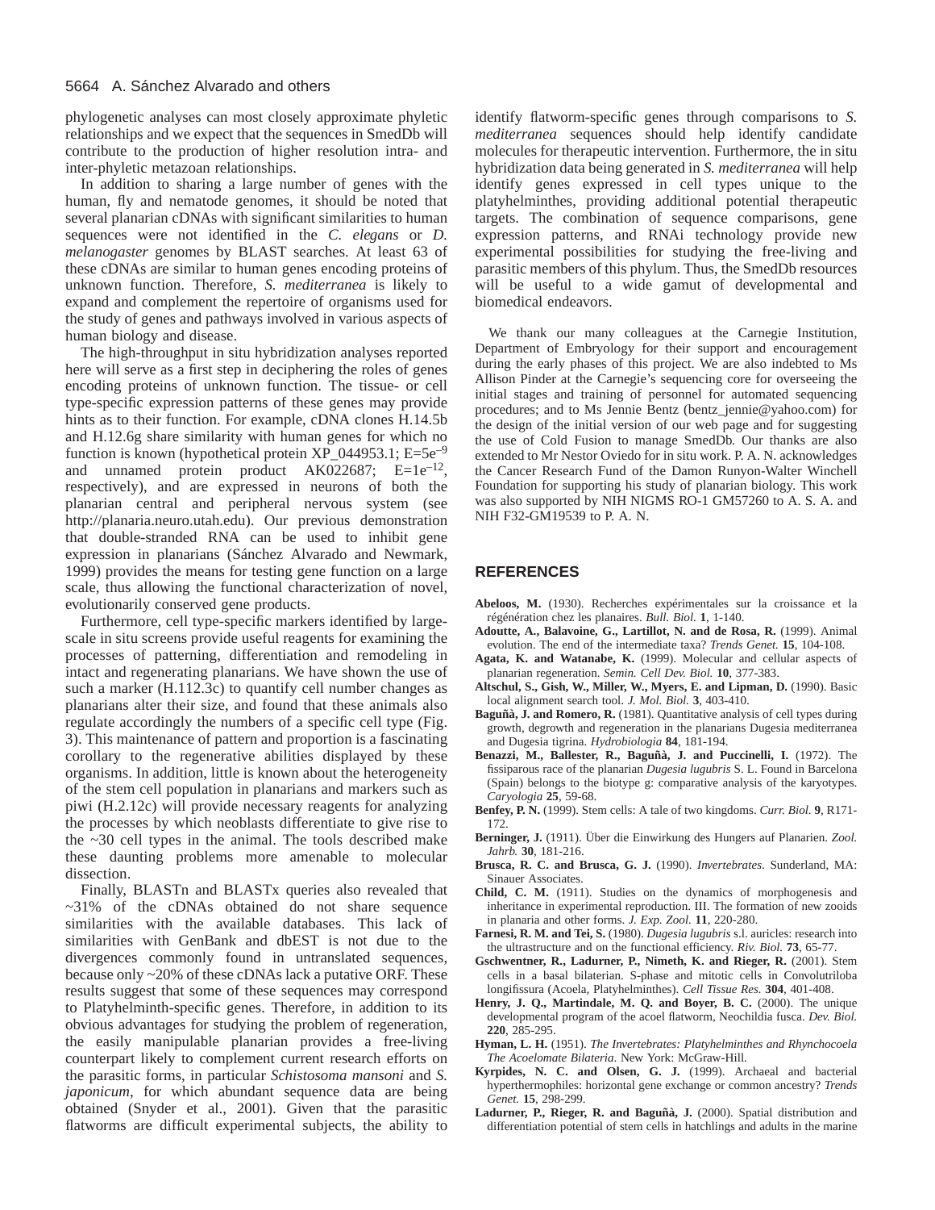phylogenetic analyses can most closely approximate phyletic relationships and we expect that the sequences in SmedDb will contribute to the production of higher resolution intra- and inter-phyletic metazoan relationships.

In addition to sharing a large number of genes with the human, fly and nematode genomes, it should be noted that several planarian cDNAs with significant similarities to human sequences were not identified in the *C. elegans* or *D. melanogaster* genomes by BLAST searches. At least 63 of these cDNAs are similar to human genes encoding proteins of unknown function. Therefore, *S. mediterranea* is likely to expand and complement the repertoire of organisms used for the study of genes and pathways involved in various aspects of human biology and disease.

The high-throughput in situ hybridization analyses reported here will serve as a first step in deciphering the roles of genes encoding proteins of unknown function. The tissue- or cell type-specific expression patterns of these genes may provide hints as to their function. For example, cDNA clones H.14.5b and H.12.6g share similarity with human genes for which no function is known (hypothetical protein XP_044953.1; $E=5e^{-9}$ and unnamed protein product AK022687; $E=1e^{-12}$, respectively), and are expressed in neurons of both the planarian central and peripheral nervous system (see http://planaria.neuro.utah.edu). Our previous demonstration that double-stranded RNA can be used to inhibit gene expression in planarians (Sánchez Alvarado and Newmark, 1999) provides the means for testing gene function on a large scale, thus allowing the functional characterization of novel, evolutionarily conserved gene products.

Furthermore, cell type-specific markers identified by large-scale in situ screens provide useful reagents for examining the processes of patterning, differentiation and remodeling in intact and regenerating planarians. We have shown the use of such a marker (H.112.3c) to quantify cell number changes as planarians alter their size, and found that these animals also regulate accordingly the numbers of a specific cell type (Fig. 3). This maintenance of pattern and proportion is a fascinating corollary to the regenerative abilities displayed by these organisms. In addition, little is known about the heterogeneity of the stem cell population in planarians and markers such as piwi (H.2.12c) will provide necessary reagents for analyzing the processes by which neoblasts differentiate to give rise to the ~30 cell types in the animal. The tools described make these daunting problems more amenable to molecular dissection.

Finally, BLASTn and BLASTx queries also revealed that ~31% of the cDNAs obtained do not share sequence similarities with the available databases. This lack of similarities with GenBank and dbEST is not due to the divergences commonly found in untranslated sequences, because only ~20% of these cDNAs lack a putative ORF. These results suggest that some of these sequences may correspond to Platyhelminth-specific genes. Therefore, in addition to its obvious advantages for studying the problem of regeneration, the easily manipulable planarian provides a free-living counterpart likely to complement current research efforts on the parasitic forms, in particular *Schistosoma mansoni* and *S. japonicum*, for which abundant sequence data are being obtained (Snyder et al., 2001). Given that the parasitic flatworms are difficult experimental subjects, the ability to identify flatworm-specific genes through comparisons to *S. mediterranea* sequences should help identify candidate molecules for therapeutic intervention. Furthermore, the in situ hybridization data being generated in *S. mediterranea* will help identify genes expressed in cell types unique to the platyhelminthes, providing additional potential therapeutic targets. The combination of sequence comparisons, gene expression patterns, and RNAi technology provide new experimental possibilities for studying the free-living and parasitic members of this phylum. Thus, the SmedDb resources will be useful to a wide gamut of developmental and biomedical endeavors.

We thank our many colleagues at the Carnegie Institution, Department of Embryology for their support and encouragement during the early phases of this project. We are also indebted to Ms Allison Pinder at the Carnegie's sequencing core for overseeing the initial stages and training of personnel for automated sequencing procedures; and to Ms Jennie Bentz (bentz_jennie@yahoo.com) for the design of the initial version of our web page and for suggesting the use of Cold Fusion to manage SmedDb. Our thanks are also extended to Mr Nestor Oviedo for in situ work. P. A. N. acknowledges the Cancer Research Fund of the Damon Runyon-Walter Winchell Foundation for supporting his study of planarian biology. This work was also supported by NIH NIGMS RO-1 GM57260 to A. S. A. and NIH F32-GM19539 to P. A. N.

## REFERENCES

**Abeloos, M.** (1930). Recherches expérimentales sur la croissance et la régénération chez les planaires. *Bull. Biol.* **1**, 1-140.

**Adoutte, A., Balavoine, G., Lartillot, N. and de Rosa, R.** (1999). Animal evolution. The end of the intermediate taxa? *Trends Genet.* **15**, 104-108.

**Agata, K. and Watanabe, K.** (1999). Molecular and cellular aspects of planarian regeneration. *Semin. Cell Dev. Biol.* **10**, 377-383.

**Altschul, S., Gish, W., Miller, W., Myers, E. and Lipman, D.** (1990). Basic local alignment search tool. *J. Mol. Biol.* **3**, 403-410.

**Baguñà, J. and Romero, R.** (1981). Quantitative analysis of cell types during growth, degrowth and regeneration in the planarians Dugesia mediterranea and Dugesia tigrina. *Hydrobiologia* **84**, 181-194.

**Benazzi, M., Ballester, R., Baguñà, J. and Puccinelli, I.** (1972). The fissiparous race of the planarian *Dugesia lugubris* S. L. Found in Barcelona (Spain) belongs to the biotype g: comparative analysis of the karyotypes. *Caryologia* **25**, 59-68.

**Benfey, P. N.** (1999). Stem cells: A tale of two kingdoms. *Curr. Biol.* **9**, R171-172.

**Berninger, J.** (1911). Über die Einwirkung des Hungers auf Planarien. *Zool. Jahrb.* **30**, 181-216.

**Brusca, R. C. and Brusca, G. J.** (1990). *Invertebrates*. Sunderland, MA: Sinauer Associates.

**Child, C. M.** (1911). Studies on the dynamics of morphogenesis and inheritance in experimental reproduction. III. The formation of new zooids in planaria and other forms. *J. Exp. Zool.* **11**, 220-280.

**Farnesi, R. M. and Tei, S.** (1980). *Dugesia lugubris* s.l. auricles: research into the ultrastructure and on the functional efficiency. *Riv. Biol.* **73**, 65-77.

**Gschwentner, R., Ladurner, P., Nimeth, K. and Rieger, R.** (2001). Stem cells in a basal bilaterian. S-phase and mitotic cells in Convolutriloba longifissura (Acoela, Platyhelminthes). *Cell Tissue Res.* **304**, 401-408.

**Henry, J. Q., Martindale, M. Q. and Boyer, B. C.** (2000). The unique developmental program of the acoel flatworm, Neochildia fusca. *Dev. Biol.* **220**, 285-295.

**Hyman, L. H.** (1951). *The Invertebrates: Platyhelminthes and Rhynchocoela The Acoelomate Bilateria*. New York: McGraw-Hill.

**Kyrpides, N. C. and Olsen, G. J.** (1999). Archaeal and bacterial hyperthermophiles: horizontal gene exchange or common ancestry? *Trends Genet.* **15**, 298-299.

**Ladurner, P., Rieger, R. and Baguñà, J.** (2000). Spatial distribution and differentiation potential of stem cells in hatchlings and adults in the marine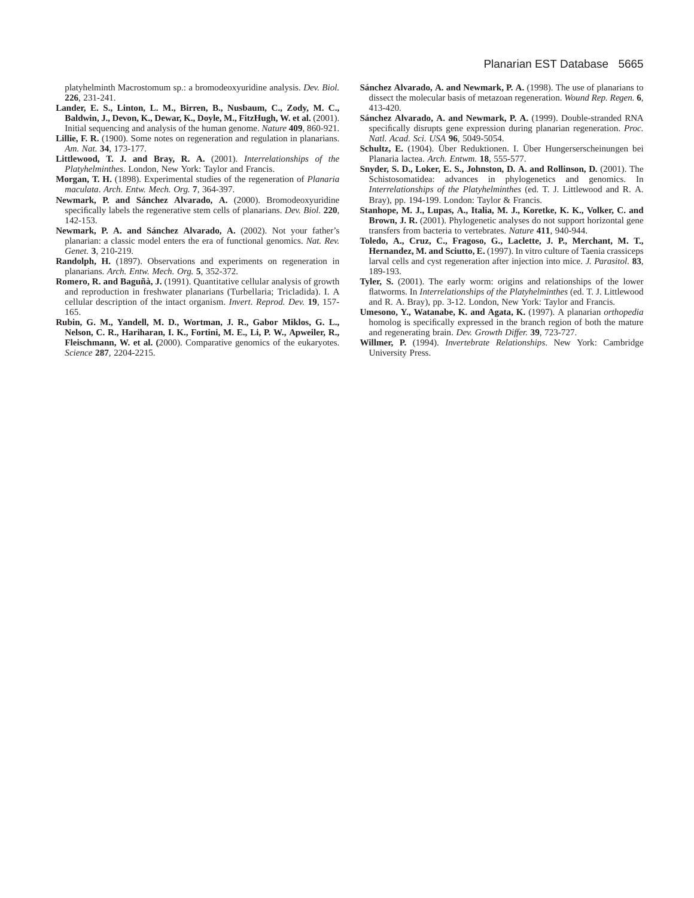platyhelminth Macrostomum sp.: a bromodeoxyuridine analysis. *Dev. Biol.* **226**, 231-241.

**Lander, E. S., Linton, L. M., Birren, B., Nusbaum, C., Zody, M. C., Baldwin, J., Devon, K., Dewar, K., Doyle, M., FitzHugh, W. et al.** (2001). Initial sequencing and analysis of the human genome. *Nature* **409**, 860-921.

**Lillie, F. R.** (1900). Some notes on regeneration and regulation in planarians. *Am. Nat.* **34**, 173-177.

**Littlewood, T. J. and Bray, R. A.** (2001). *Interrelationships of the Platyhelminthes*. London, New York: Taylor and Francis.

**Morgan, T. H.** (1898). Experimental studies of the regeneration of *Planaria maculata*. *Arch. Entw. Mech. Org.* **7**, 364-397.

**Newmark, P. and Sánchez Alvarado, A.** (2000). Bromodeoxyuridine specifically labels the regenerative stem cells of planarians. *Dev. Biol.* **220**, 142-153.

**Newmark, P. A. and Sánchez Alvarado, A.** (2002). Not your father's planarian: a classic model enters the era of functional genomics. *Nat. Rev. Genet.* **3**, 210-219.

**Randolph, H.** (1897). Observations and experiments on regeneration in planarians. *Arch. Entw. Mech. Org.* **5**, 352-372.

**Romero, R. and Baguñà, J.** (1991). Quantitative cellular analysis of growth and reproduction in freshwater planarians (Turbellaria; Tricladida). I. A cellular description of the intact organism. *Invert. Reprod. Dev.* **19**, 157-165.

**Rubin, G. M., Yandell, M. D., Wortman, J. R., Gabor Miklos, G. L., Nelson, C. R., Hariharan, I. K., Fortini, M. E., Li, P. W., Apweiler, R., Fleischmann, W. et al. (**2000). Comparative genomics of the eukaryotes. *Science* **287**, 2204-2215.

**Sánchez Alvarado, A. and Newmark, P. A.** (1998). The use of planarians to dissect the molecular basis of metazoan regeneration. *Wound Rep. Regen.* **6**, 413-420.

**Sánchez Alvarado, A. and Newmark, P. A.** (1999). Double-stranded RNA specifically disrupts gene expression during planarian regeneration. *Proc. Natl. Acad. Sci. USA* **96**, 5049-5054.

**Schultz, E.** (1904). Über Reduktionen. I. Über Hungerserscheinungen bei Planaria lactea. *Arch. Entwm.* **18**, 555-577.

**Snyder, S. D., Loker, E. S., Johnston, D. A. and Rollinson, D.** (2001). The Schistosomatidea: advances in phylogenetics and genomics. In *Interrelationships of the Platyhelminthes* (ed. T. J. Littlewood and R. A. Bray), pp. 194-199. London: Taylor & Francis.

**Stanhope, M. J., Lupas, A., Italia, M. J., Koretke, K. K., Volker, C. and Brown, J. R.** (2001). Phylogenetic analyses do not support horizontal gene transfers from bacteria to vertebrates. *Nature* **411**, 940-944.

**Toledo, A., Cruz, C., Fragoso, G., Laclette, J. P., Merchant, M. T., Hernandez, M. and Sciutto, E.** (1997). In vitro culture of Taenia crassiceps larval cells and cyst regeneration after injection into mice. *J. Parasitol.* **83**, 189-193.

**Tyler, S.** (2001). The early worm: origins and relationships of the lower flatworms. In *Interrelationships of the Platyhelminthes* (ed. T. J. Littlewood and R. A. Bray), pp. 3-12. London, New York: Taylor and Francis.

**Umesono, Y., Watanabe, K. and Agata, K.** (1997). A planarian *orthopedia* homolog is specifically expressed in the branch region of both the mature and regenerating brain. *Dev. Growth Differ.* **39**, 723-727.

**Willmer, P.** (1994). *Invertebrate Relationships*. New York: Cambridge University Press.